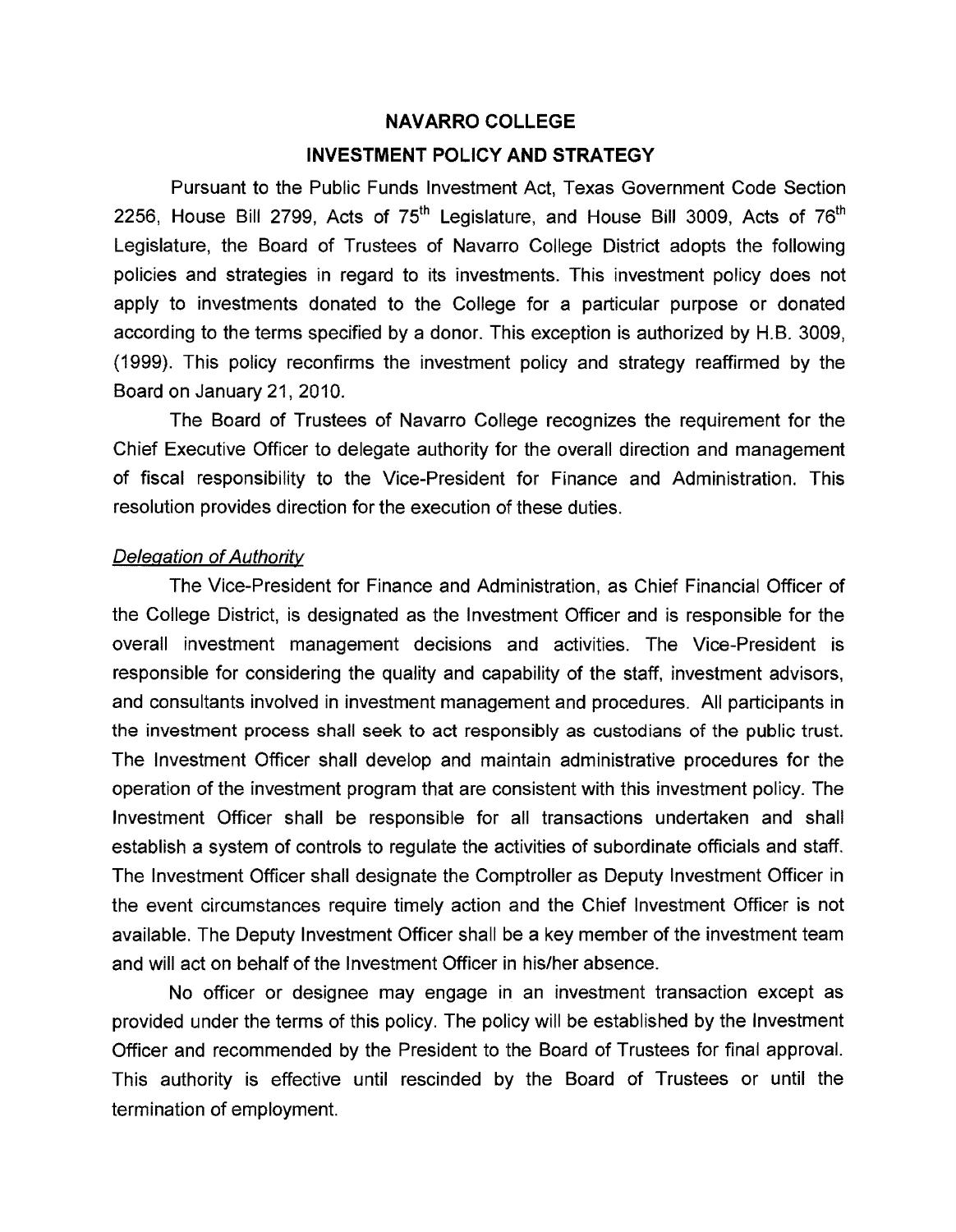# NAVARRO COLLEGE

## INVESTMENT POLICY AND STRATEGY

Pursuant to the Public Funds Investment Act, Texas Government Code Section 2256, House Bill 2799, Acts of 75th Legislature, and House Bill 3009, Acts of 76th Legislature, the Board of Trustees of Navarro College District adopts the following policies and strategies in regard to its investments. This investment policy does not apply to investments donated to the College for a particular purpose or donated according to the terms specified by a donor. This exception is authorized by H.B. 3009, (1999). This policy reconfirms the investment policy and strategy reaffirmed by the Board on January 21, 2010.

The Board of Trustees of Navarro College recognizes the requirement for the Chief Executive Officer to delegate authority for the overall direction and management of fiscal responsibility to the Vice-President for Finance and Administration. This resolution provides direction for the execution of these duties.

### *Delegation of Authority*

The Vice-President for Finance and Administration, as Chief Financial Officer of the College District, is designated as the Investment Officer and is responsible for the overall investment management decisions and activities. The Vice-President is responsible for considering the quality and capability of the staff, investment advisors, and consultants involved in investment management and procedures. All participants in the investment process shall seek to act responsibly as custodians of the public trust. The Investment Officer shall develop and maintain administrative procedures for the operation of the investment program that are consistent with this investment policy. The Investment Officer shall be responsible for all transactions undertaken and shall establish a system of controls to regulate the activities of subordinate officials and staff. The Investment Officer shall designate the Comptroller as Deputy Investment Officer in the event circumstances require timely action and the Chief Investment Officer is not available. The Deputy Investment Officer shall be a key member of the investment team and will act on behalf of the Investment Officer in his/her absence.

No officer or designee may engage in an investment transaction except as provided under the terms of this policy. The policy will be established by the Investment Officer and recommended by the President to the Board of Trustees for final approval. This authority is effective until rescinded by the Board of Trustees or until the termination of employment.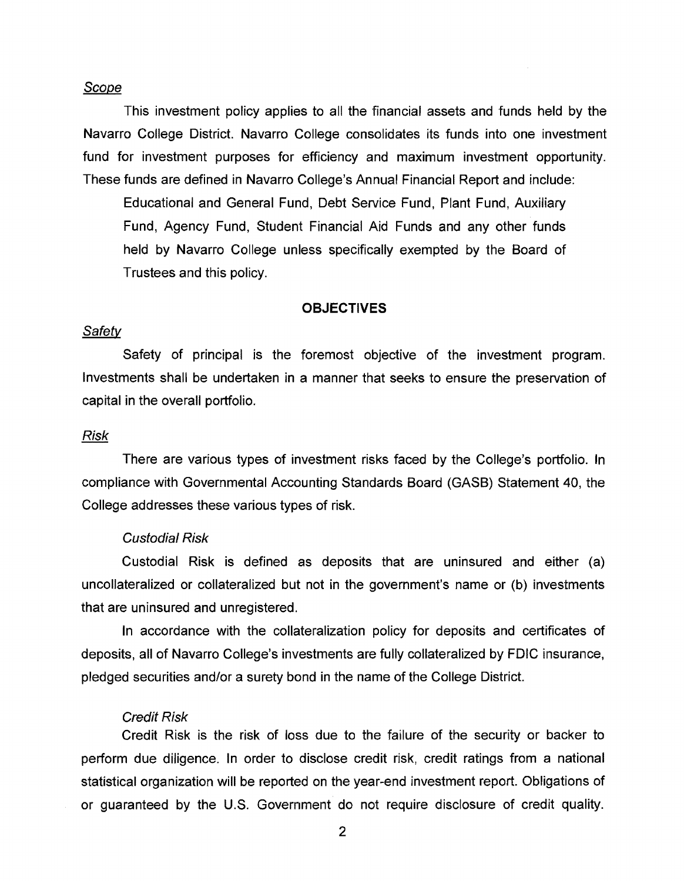*Scope*

This investment policy applies to all the financial assets and funds held by the Navarro College District. Navarro College consolidates its funds into one investment fund for investment purposes for efficiency and maximum investment opportunity. These funds are defined in Navarro College's Annual Financial Report and include:

> Educational and General Fund, Debt Service Fund, Plant Fund, Auxiliary Fund, Agency Fund, Student Financial Aid Funds and any other funds held by Navarro College unless specifically exempted by the Board of Trustees and this policy.

## OBJECTIVES

*Safety*

Safety of principal is the foremost objective of the investment program. Investments shall be undertaken in a manner that seeks to ensure the preservation of capital in the overall portfolio.

*Risk*

There are various types of investment risks faced by the College's portfolio. In compliance with Governmental Accounting Standards Board (GASB) Statement 40, the College addresses these various types of risk.

*Custodial Risk*

Custodial Risk is defined as deposits that are uninsured and either (a) uncollateralized or collateralized but not in the government's name or (b) investments that are uninsured and unregistered.

In accordance with the collateralization policy for deposits and certificates of deposits, all of Navarro College's investments are fully collateralized by FDIC insurance, pledged securities and/or a surety bond in the name of the College District.

*Credit Risk*

Credit Risk is the risk of loss due to the failure of the security or backer to perform due diligence. In order to disclose credit risk, credit ratings from a national statistical organization will be reported on the year-end investment report. Obligations of or guaranteed by the U.S. Government do not require disclosure of credit quality.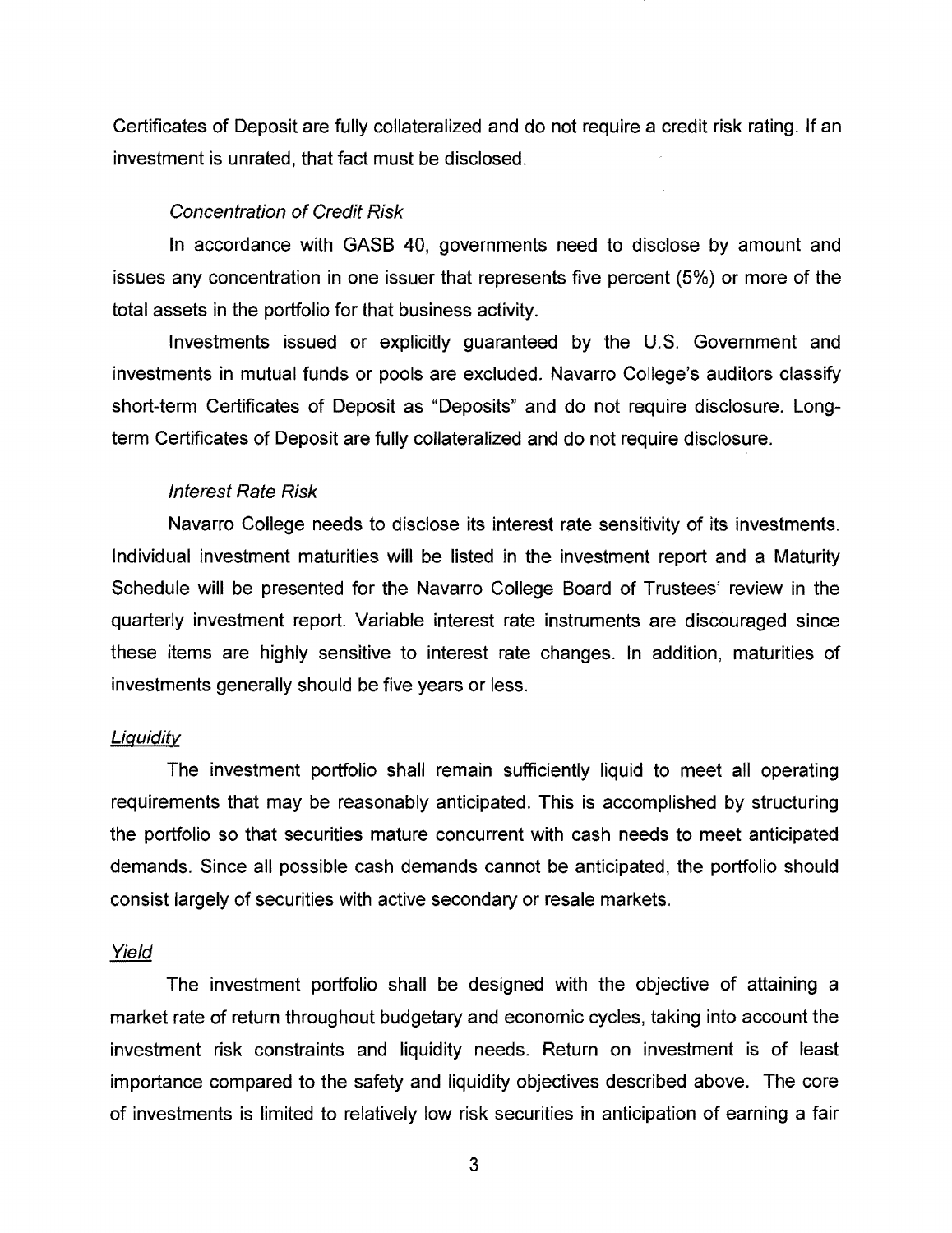Certificates of Deposit are fully collateralized and do not require a credit risk rating. If an investment is unrated, that fact must be disclosed.

*Concentration of Credit Risk*

In accordance with GASB 40, governments need to disclose by amount and issues any concentration in one issuer that represents five percent (5%) or more of the total assets in the portfolio for that business activity.

Investments issued or explicitly guaranteed by the U.S. Government and investments in mutual funds or pools are excluded. Navarro College's auditors classify short-term Certificates of Deposit as "Deposits" and do not require disclosure. Long-term Certificates of Deposit are fully collateralized and do not require disclosure.

*Interest Rate Risk*

Navarro College needs to disclose its interest rate sensitivity of its investments. Individual investment maturities will be listed in the investment report and a Maturity Schedule will be presented for the Navarro College Board of Trustees' review in the quarterly investment report. Variable interest rate instruments are discouraged since these items are highly sensitive to interest rate changes. In addition, maturities of investments generally should be five years or less.

Liquidity

The investment portfolio shall remain sufficiently liquid to meet all operating requirements that may be reasonably anticipated. This is accomplished by structuring the portfolio so that securities mature concurrent with cash needs to meet anticipated demands. Since all possible cash demands cannot be anticipated, the portfolio should consist largely of securities with active secondary or resale markets.

*Yield*

The investment portfolio shall be designed with the objective of attaining a market rate of return throughout budgetary and economic cycles, taking into account the investment risk constraints and liquidity needs. Return on investment is of least importance compared to the safety and liquidity objectives described above. The core of investments is limited to relatively low risk securities in anticipation of earning a fair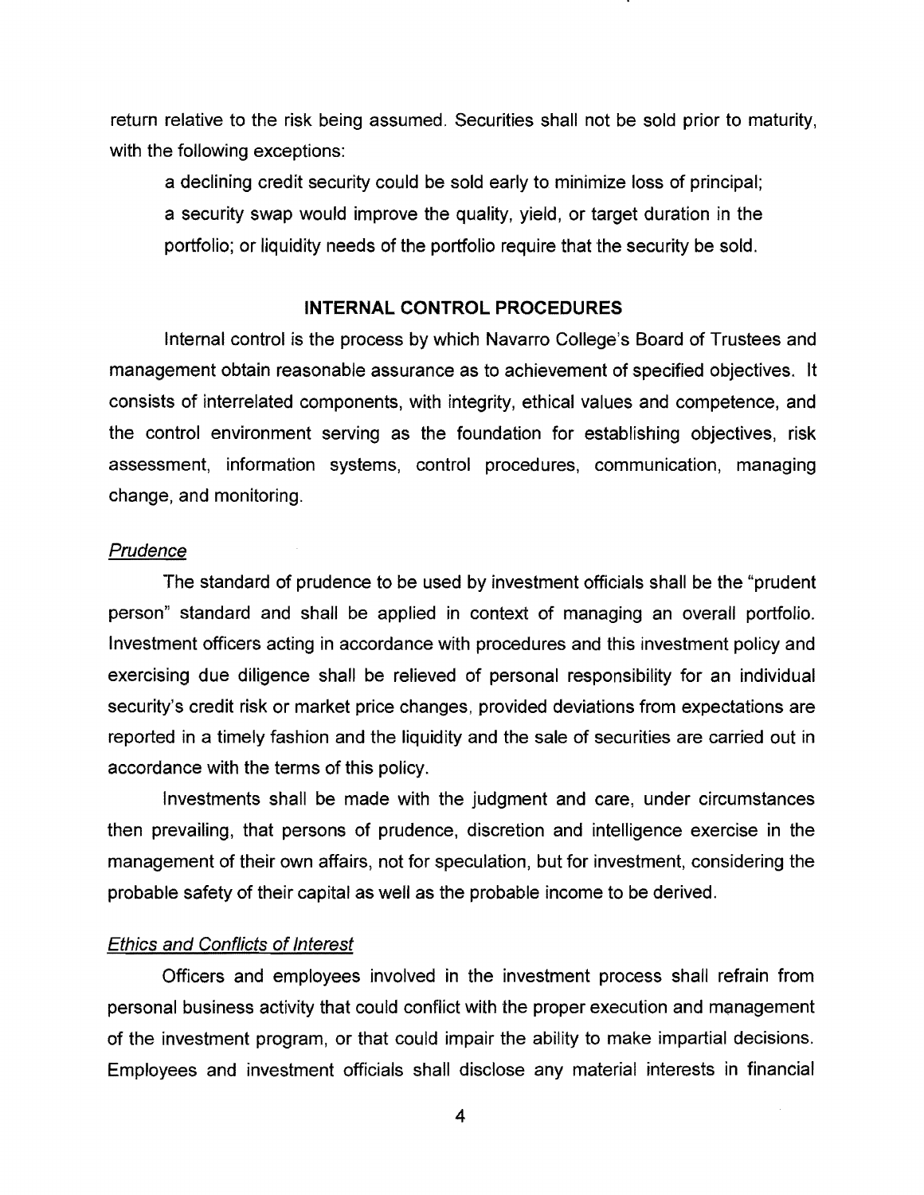return relative to the risk being assumed. Securities shall not be sold prior to maturity, with the following exceptions:

a declining credit security could be sold early to minimize loss of principal; a security swap would improve the quality, yield, or target duration in the portfolio; or liquidity needs of the portfolio require that the security be sold.

## INTERNAL CONTROL PROCEDURES

Internal control is the process by which Navarro College's Board of Trustees and management obtain reasonable assurance as to achievement of specified objectives. It consists of interrelated components, with integrity, ethical values and competence, and the control environment serving as the foundation for establishing objectives, risk assessment, information systems, control procedures, communication, managing change, and monitoring.

### *Prudence*

The standard of prudence to be used by investment officials shall be the "prudent person" standard and shall be applied in context of managing an overall portfolio. Investment officers acting in accordance with procedures and this investment policy and exercising due diligence shall be relieved of personal responsibility for an individual security's credit risk or market price changes, provided deviations from expectations are reported in a timely fashion and the liquidity and the sale of securities are carried out in accordance with the terms of this policy.

Investments shall be made with the judgment and care, under circumstances then prevailing, that persons of prudence, discretion and intelligence exercise in the management of their own affairs, not for speculation, but for investment, considering the probable safety of their capital as well as the probable income to be derived.

### *Ethics and Conflicts of Interest*

Officers and employees involved in the investment process shall refrain from personal business activity that could conflict with the proper execution and management of the investment program, or that could impair the ability to make impartial decisions. Employees and investment officials shall disclose any material interests in financial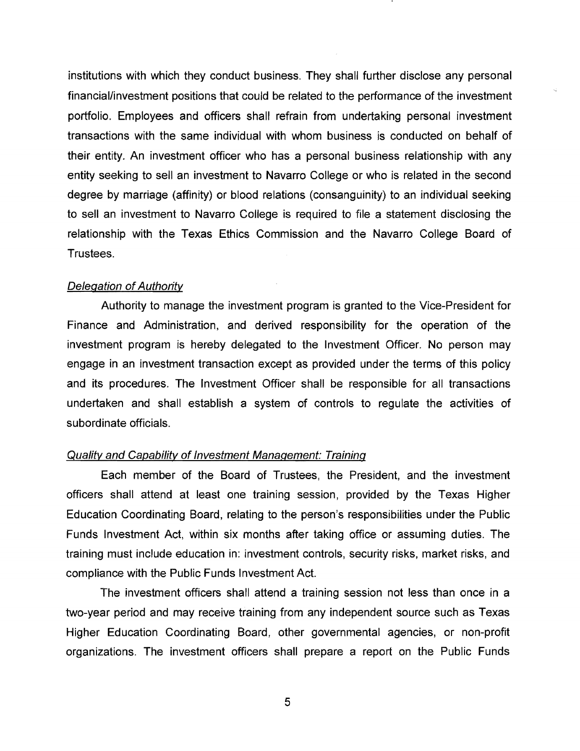institutions with which they conduct business. They shall further disclose any personal financial/investment positions that could be related to the performance of the investment portfolio. Employees and officers shall refrain from undertaking personal investment transactions with the same individual with whom business is conducted on behalf of their entity. An investment officer who has a personal business relationship with any entity seeking to sell an investment to Navarro College or who is related in the second degree by marriage (affinity) or blood relations (consanguinity) to an individual seeking to sell an investment to Navarro College is required to file a statement disclosing the relationship with the Texas Ethics Commission and the Navarro College Board of Trustees.

*Delegation of Authority*

Authority to manage the investment program is granted to the Vice-President for Finance and Administration, and derived responsibility for the operation of the investment program is hereby delegated to the Investment Officer. No person may engage in an investment transaction except as provided under the terms of this policy and its procedures. The Investment Officer shall be responsible for all transactions undertaken and shall establish a system of controls to regulate the activities of subordinate officials.

*Quality and Capability of Investment Management: Training*

Each member of the Board of Trustees, the President, and the investment officers shall attend at least one training session, provided by the Texas Higher Education Coordinating Board, relating to the person's responsibilities under the Public Funds Investment Act, within six months after taking office or assuming duties. The training must include education in: investment controls, security risks, market risks, and compliance with the Public Funds Investment Act.

The investment officers shall attend a training session not less than once in a two-year period and may receive training from any independent source such as Texas Higher Education Coordinating Board, other governmental agencies, or non-profit organizations. The investment officers shall prepare a report on the Public Funds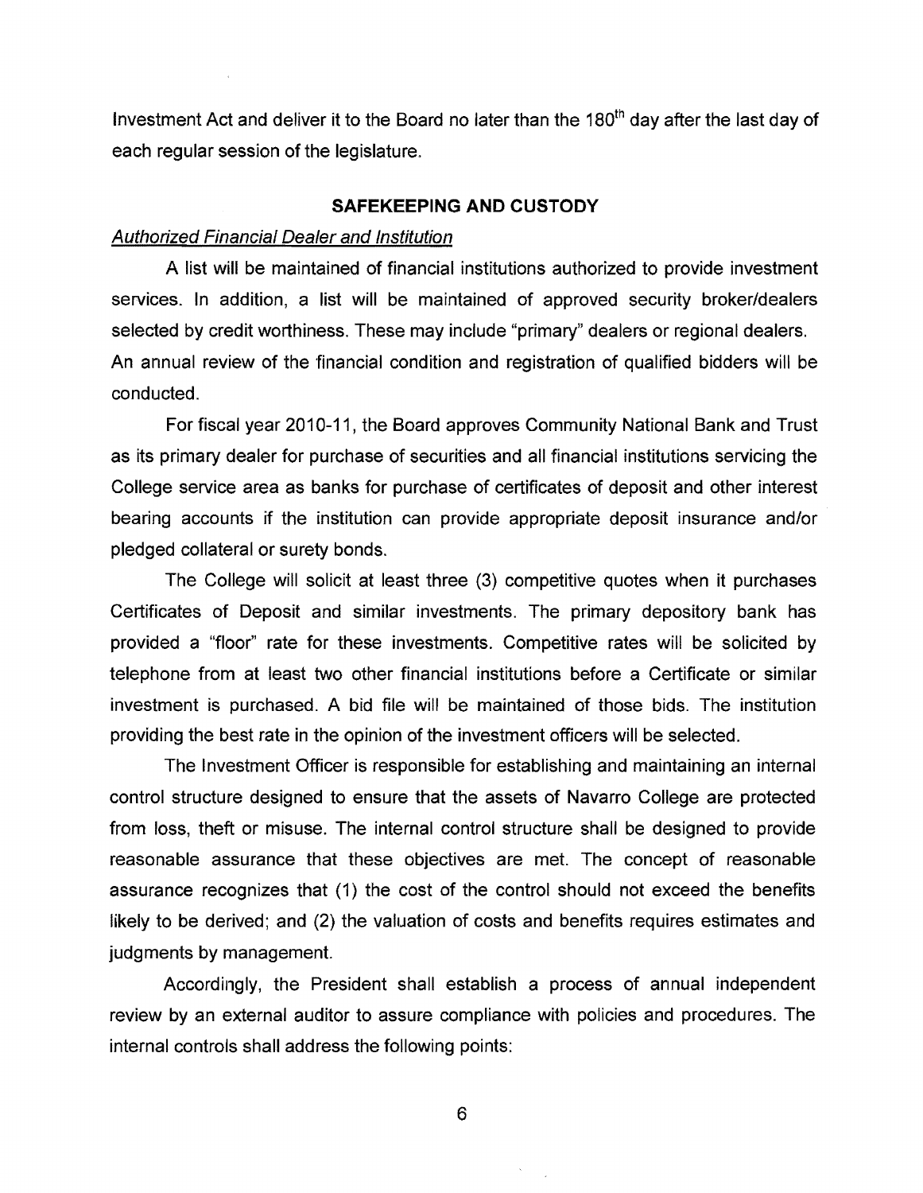Investment Act and deliver it to the Board no later than the 180th day after the last day of each regular session of the legislature.

## SAFEKEEPING AND CUSTODY

*Authorized Financial Dealer and Institution*

A list will be maintained of financial institutions authorized to provide investment services. In addition, a list will be maintained of approved security broker/dealers selected by credit worthiness. These may include "primary" dealers or regional dealers. An annual review of the financial condition and registration of qualified bidders will be conducted.

For fiscal year 2010-11, the Board approves Community National Bank and Trust as its primary dealer for purchase of securities and all financial institutions servicing the College service area as banks for purchase of certificates of deposit and other interest bearing accounts if the institution can provide appropriate deposit insurance and/or pledged collateral or surety bonds.

The College will solicit at least three (3) competitive quotes when it purchases Certificates of Deposit and similar investments. The primary depository bank has provided a "floor" rate for these investments. Competitive rates will be solicited by telephone from at least two other financial institutions before a Certificate or similar investment is purchased. A bid file will be maintained of those bids. The institution providing the best rate in the opinion of the investment officers will be selected.

The Investment Officer is responsible for establishing and maintaining an internal control structure designed to ensure that the assets of Navarro College are protected from loss, theft or misuse. The internal control structure shall be designed to provide reasonable assurance that these objectives are met. The concept of reasonable assurance recognizes that (1) the cost of the control should not exceed the benefits likely to be derived; and (2) the valuation of costs and benefits requires estimates and judgments by management.

Accordingly, the President shall establish a process of annual independent review by an external auditor to assure compliance with policies and procedures. The internal controls shall address the following points: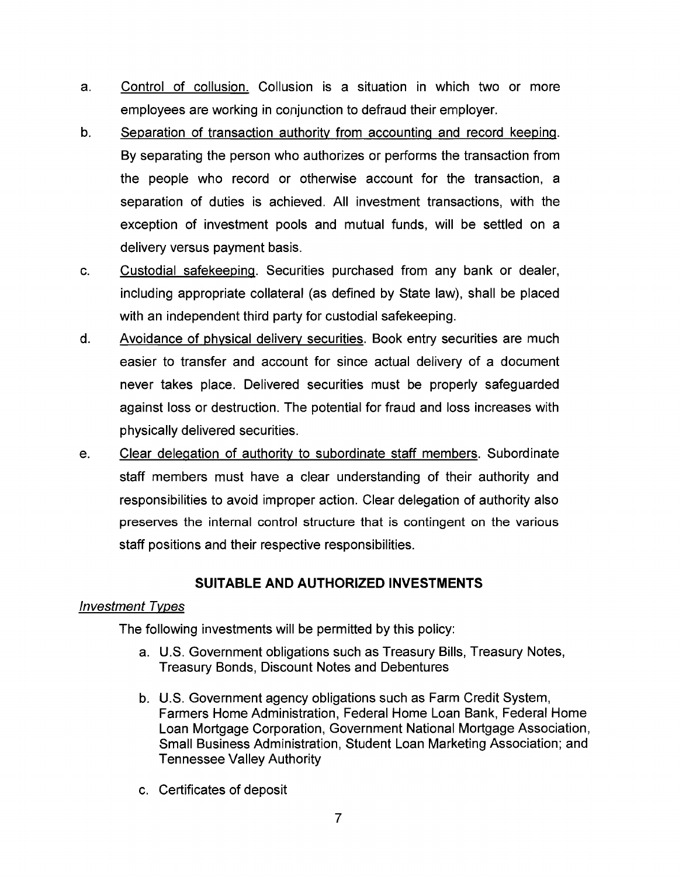a. Control of collusion. Collusion is a situation in which two or more employees are working in conjunction to defraud their employer.

b. Separation of transaction authority from accounting and record keeping. By separating the person who authorizes or performs the transaction from the people who record or otherwise account for the transaction, a separation of duties is achieved. All investment transactions, with the exception of investment pools and mutual funds, will be settled on a delivery versus payment basis.

c. Custodial safekeeping. Securities purchased from any bank or dealer, including appropriate collateral (as defined by State law), shall be placed with an independent third party for custodial safekeeping.

d. Avoidance of physical delivery securities. Book entry securities are much easier to transfer and account for since actual delivery of a document never takes place. Delivered securities must be properly safeguarded against loss or destruction. The potential for fraud and loss increases with physically delivered securities.

e. Clear delegation of authority to subordinate staff members. Subordinate staff members must have a clear understanding of their authority and responsibilities to avoid improper action. Clear delegation of authority also preserves the internal control structure that is contingent on the various staff positions and their respective responsibilities.

## SUITABLE AND AUTHORIZED INVESTMENTS

*Investment Types*

The following investments will be permitted by this policy:

a. U.S. Government obligations such as Treasury Bills, Treasury Notes, Treasury Bonds, Discount Notes and Debentures

b. U.S. Government agency obligations such as Farm Credit System, Farmers Home Administration, Federal Home Loan Bank, Federal Home Loan Mortgage Corporation, Government National Mortgage Association, Small Business Administration, Student Loan Marketing Association; and Tennessee Valley Authority

c. Certificates of deposit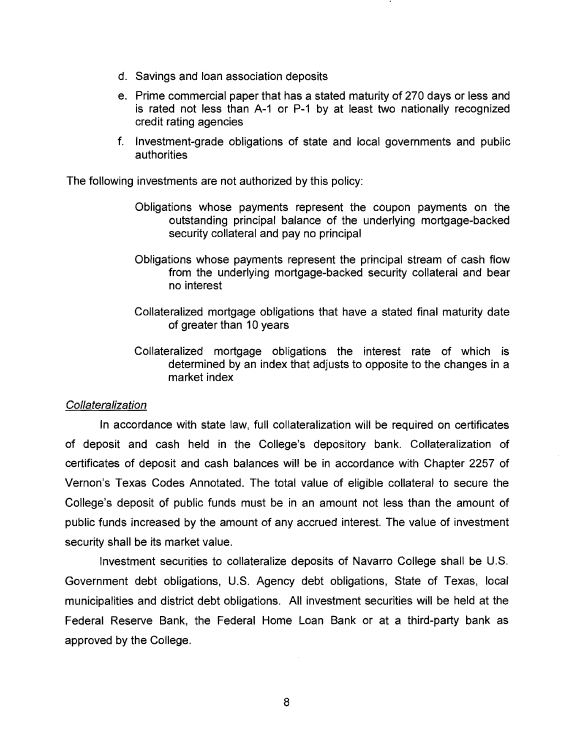d. Savings and loan association deposits

e. Prime commercial paper that has a stated maturity of 270 days or less and is rated not less than A-1 or P-1 by at least two nationally recognized credit rating agencies

f. Investment-grade obligations of state and local governments and public authorities

The following investments are not authorized by this policy:

Obligations whose payments represent the coupon payments on the outstanding principal balance of the underlying mortgage-backed security collateral and pay no principal

Obligations whose payments represent the principal stream of cash flow from the underlying mortgage-backed security collateral and bear no interest

Collateralized mortgage obligations that have a stated final maturity date of greater than 10 years

Collateralized mortgage obligations the interest rate of which is determined by an index that adjusts to opposite to the changes in a market index

*Collateralization*

In accordance with state law, full collateralization will be required on certificates of deposit and cash held in the College's depository bank. Collateralization of certificates of deposit and cash balances will be in accordance with Chapter 2257 of Vernon's Texas Codes Annotated. The total value of eligible collateral to secure the College's deposit of public funds must be in an amount not less than the amount of public funds increased by the amount of any accrued interest. The value of investment security shall be its market value.

Investment securities to collateralize deposits of Navarro College shall be U.S. Government debt obligations, U.S. Agency debt obligations, State of Texas, local municipalities and district debt obligations. All investment securities will be held at the Federal Reserve Bank, the Federal Home Loan Bank or at a third-party bank as approved by the College.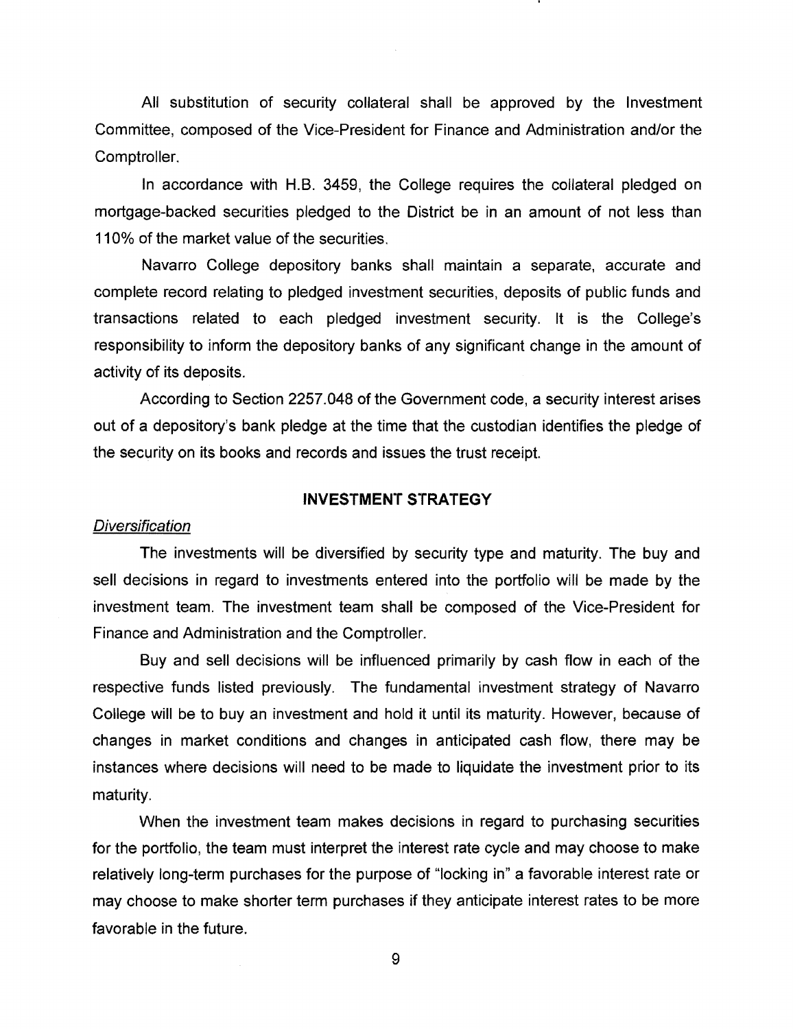All substitution of security collateral shall be approved by the Investment Committee, composed of the Vice-President for Finance and Administration and/or the Comptroller.

In accordance with H.B. 3459, the College requires the collateral pledged on mortgage-backed securities pledged to the District be in an amount of not less than 110% of the market value of the securities.

Navarro College depository banks shall maintain a separate, accurate and complete record relating to pledged investment securities, deposits of public funds and transactions related to each pledged investment security. It is the College's responsibility to inform the depository banks of any significant change in the amount of activity of its deposits.

According to Section 2257.048 of the Government code, a security interest arises out of a depository's bank pledge at the time that the custodian identifies the pledge of the security on its books and records and issues the trust receipt.

## INVESTMENT STRATEGY

*Diversification*

The investments will be diversified by security type and maturity. The buy and sell decisions in regard to investments entered into the portfolio will be made by the investment team. The investment team shall be composed of the Vice-President for Finance and Administration and the Comptroller.

Buy and sell decisions will be influenced primarily by cash flow in each of the respective funds listed previously. The fundamental investment strategy of Navarro College will be to buy an investment and hold it until its maturity. However, because of changes in market conditions and changes in anticipated cash flow, there may be instances where decisions will need to be made to liquidate the investment prior to its maturity.

When the investment team makes decisions in regard to purchasing securities for the portfolio, the team must interpret the interest rate cycle and may choose to make relatively long-term purchases for the purpose of "locking in" a favorable interest rate or may choose to make shorter term purchases if they anticipate interest rates to be more favorable in the future.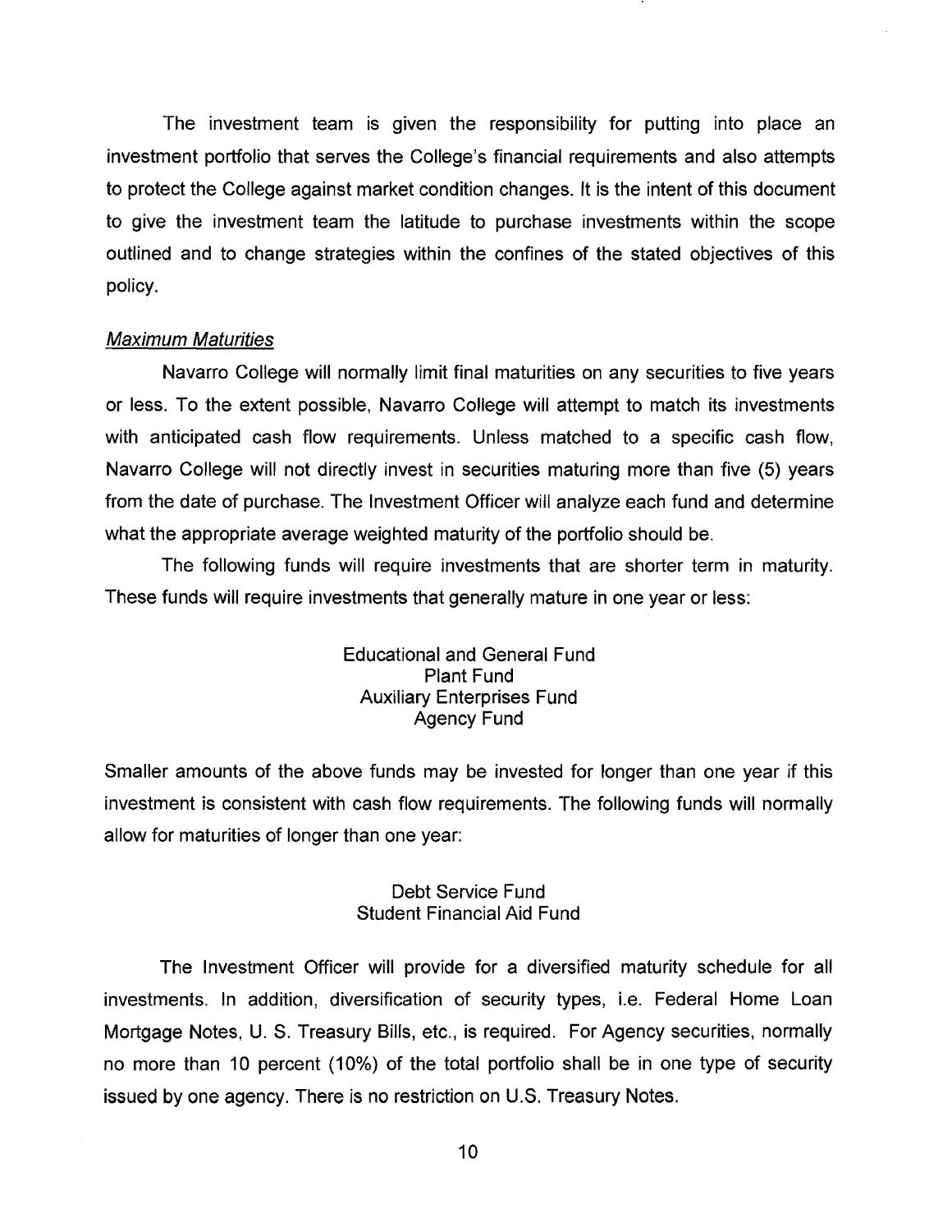The investment team is given the responsibility for putting into place an investment portfolio that serves the College's financial requirements and also attempts to protect the College against market condition changes. It is the intent of this document to give the investment team the latitude to purchase investments within the scope outlined and to change strategies within the confines of the stated objectives of this policy.

*Maximum Maturities*

Navarro College will normally limit final maturities on any securities to five years or less. To the extent possible, Navarro College will attempt to match its investments with anticipated cash flow requirements. Unless matched to a specific cash flow, Navarro College will not directly invest in securities maturing more than five (5) years from the date of purchase. The Investment Officer will analyze each fund and determine what the appropriate average weighted maturity of the portfolio should be.

The following funds will require investments that are shorter term in maturity. These funds will require investments that generally mature in one year or less:

Educational and General Fund
Plant Fund
Auxiliary Enterprises Fund
Agency Fund

Smaller amounts of the above funds may be invested for longer than one year if this investment is consistent with cash flow requirements. The following funds will normally allow for maturities of longer than one year:

Debt Service Fund
Student Financial Aid Fund

The Investment Officer will provide for a diversified maturity schedule for all investments. In addition, diversification of security types, i.e. Federal Home Loan Mortgage Notes, U. S. Treasury Bills, etc., is required. For Agency securities, normally no more than 10 percent (10%) of the total portfolio shall be in one type of security issued by one agency. There is no restriction on U.S. Treasury Notes.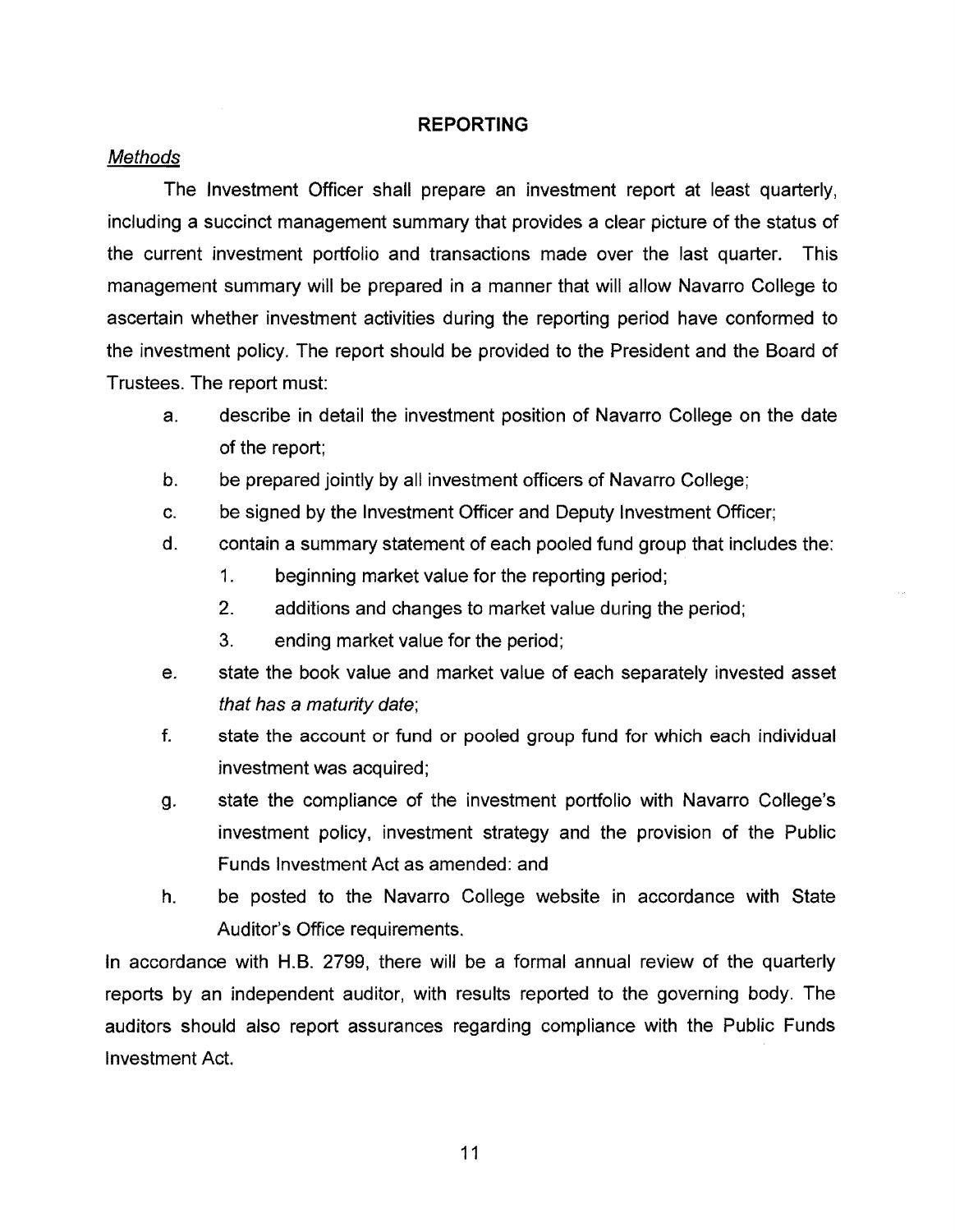## REPORTING

*Methods*

The Investment Officer shall prepare an investment report at least quarterly, including a succinct management summary that provides a clear picture of the status of the current investment portfolio and transactions made over the last quarter. This management summary will be prepared in a manner that will allow Navarro College to ascertain whether investment activities during the reporting period have conformed to the investment policy. The report should be provided to the President and the Board of Trustees. The report must:

a. describe in detail the investment position of Navarro College on the date of the report;

b. be prepared jointly by all investment officers of Navarro College;

c. be signed by the Investment Officer and Deputy Investment Officer;

d. contain a summary statement of each pooled fund group that includes the:

   1. beginning market value for the reporting period;
   2. additions and changes to market value during the period;
   3. ending market value for the period;

e. state the book value and market value of each separately invested asset *that has a maturity date*;

f. state the account or fund or pooled group fund for which each individual investment was acquired;

g. state the compliance of the investment portfolio with Navarro College's investment policy, investment strategy and the provision of the Public Funds Investment Act as amended: and

h. be posted to the Navarro College website in accordance with State Auditor's Office requirements.

In accordance with H.B. 2799, there will be a formal annual review of the quarterly reports by an independent auditor, with results reported to the governing body. The auditors should also report assurances regarding compliance with the Public Funds Investment Act.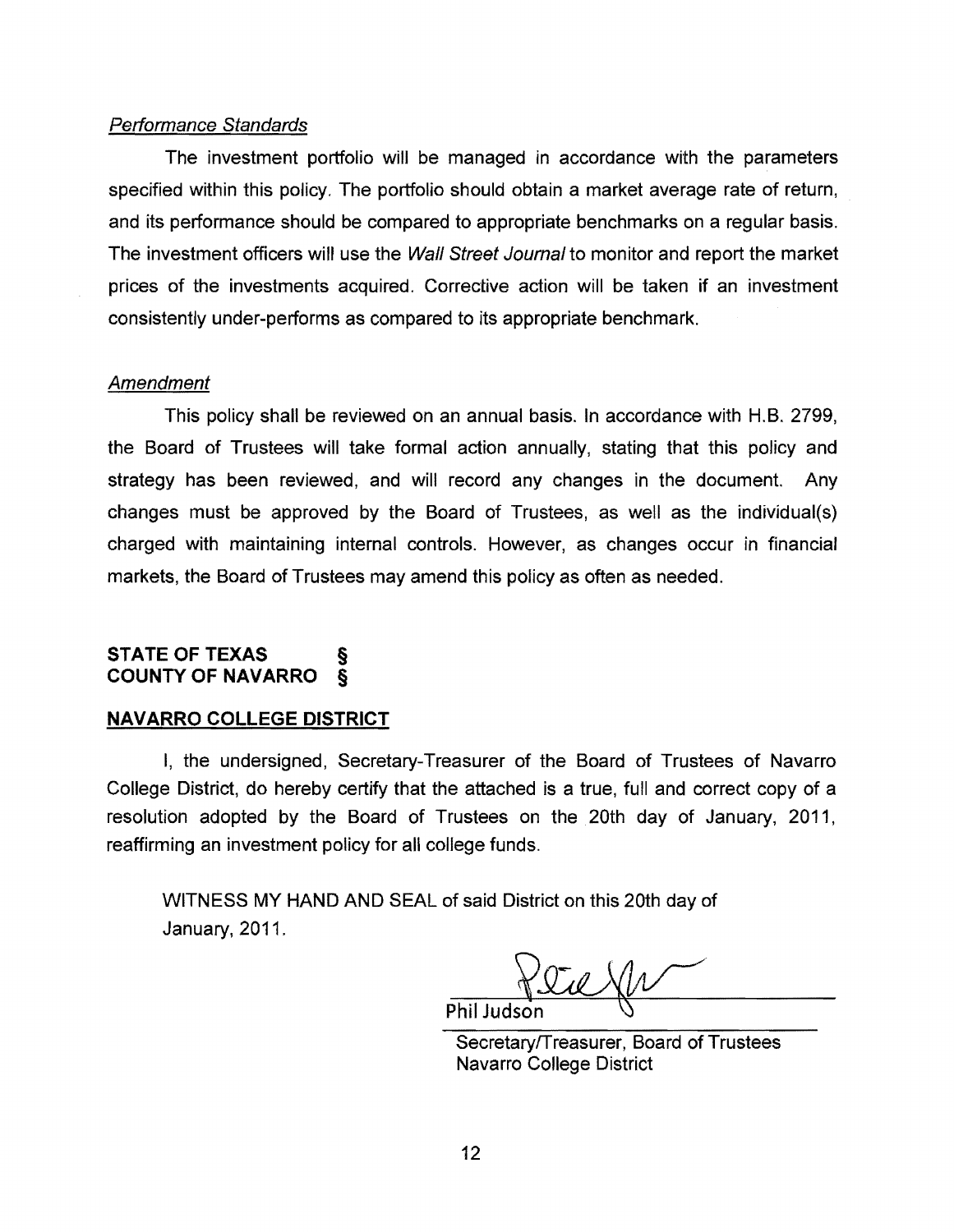*Performance Standards*

The investment portfolio will be managed in accordance with the parameters specified within this policy. The portfolio should obtain a market average rate of return, and its performance should be compared to appropriate benchmarks on a regular basis. The investment officers will use the *Wall Street Journal* to monitor and report the market prices of the investments acquired. Corrective action will be taken if an investment consistently under-performs as compared to its appropriate benchmark.

*Amendment*

This policy shall be reviewed on an annual basis. In accordance with H.B. 2799, the Board of Trustees will take formal action annually, stating that this policy and strategy has been reviewed, and will record any changes in the document. Any changes must be approved by the Board of Trustees, as well as the individual(s) charged with maintaining internal controls. However, as changes occur in financial markets, the Board of Trustees may amend this policy as often as needed.

**STATE OF TEXAS §**
**COUNTY OF NAVARRO §**

**NAVARRO COLLEGE DISTRICT**

I, the undersigned, Secretary-Treasurer of the Board of Trustees of Navarro College District, do hereby certify that the attached is a true, full and correct copy of a resolution adopted by the Board of Trustees on the 20th day of January, 2011, reaffirming an investment policy for all college funds.

WITNESS MY HAND AND SEAL of said District on this 20th day of January, 2011.

Phil Judson

Secretary/Treasurer, Board of Trustees
Navarro College District